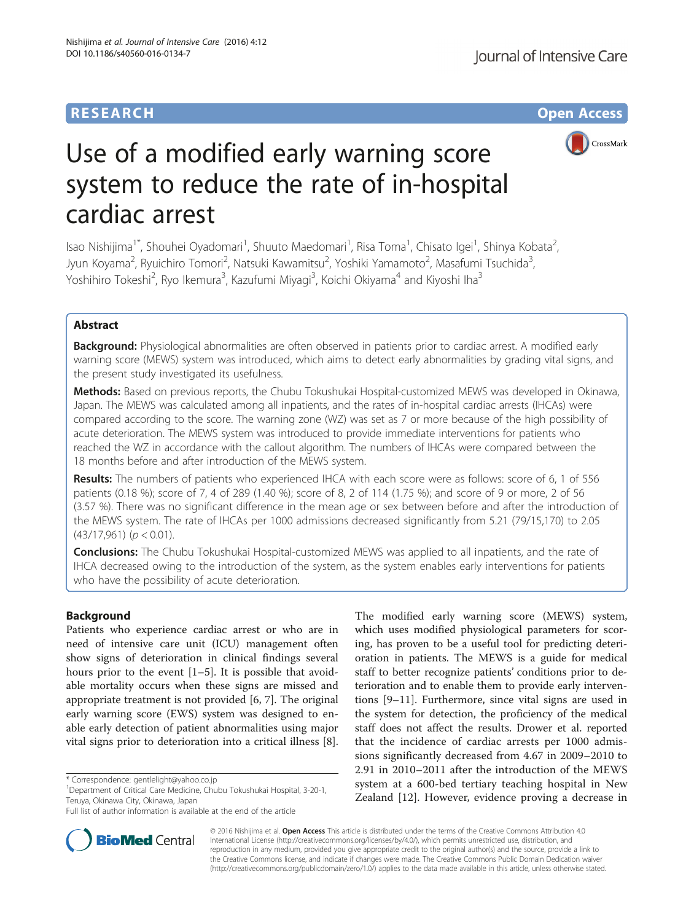RESEARCH | Open Access

# Use of a modified early warning score system to reduce the rate of in-hospital cardiac arrest

Isao Nishijima[1*], Shouhei Oyadomari[1], Shuuto Maedomari[1], Risa Toma[1], Chisato Igei[1], Shinya Kobata[2], Jyun Koyama[2], Ryuichiro Tomori[2], Natsuki Kawamitsu[2], Yoshiki Yamamoto[2], Masafumi Tsuchida[3], Yoshihiro Tokeshi[2], Ryo Ikemura[3], Kazufumi Miyagi[3], Koichi Okiyama[4] and Kiyoshi Iha[3]

## Abstract

**Background:** Physiological abnormalities are often observed in patients prior to cardiac arrest. A modified early warning score (MEWS) system was introduced, which aims to detect early abnormalities by grading vital signs, and the present study investigated its usefulness.

**Methods:** Based on previous reports, the Chubu Tokushukai Hospital-customized MEWS was developed in Okinawa, Japan. The MEWS was calculated among all inpatients, and the rates of in-hospital cardiac arrests (IHCAs) were compared according to the score. The warning zone (WZ) was set as 7 or more because of the high possibility of acute deterioration. The MEWS system was introduced to provide immediate interventions for patients who reached the WZ in accordance with the callout algorithm. The numbers of IHCAs were compared between the 18 months before and after introduction of the MEWS system.

**Results:** The numbers of patients who experienced IHCA with each score were as follows: score of 6, 1 of 556 patients (0.18 %); score of 7, 4 of 289 (1.40 %); score of 8, 2 of 114 (1.75 %); and score of 9 or more, 2 of 56 (3.57 %). There was no significant difference in the mean age or sex between before and after the introduction of the MEWS system. The rate of IHCAs per 1000 admissions decreased significantly from 5.21 (79/15,170) to 2.05 (43/17,961) ($p < 0.01$).

**Conclusions:** The Chubu Tokushukai Hospital-customized MEWS was applied to all inpatients, and the rate of IHCA decreased owing to the introduction of the system, as the system enables early interventions for patients who have the possibility of acute deterioration.

## Background

Patients who experience cardiac arrest or who are in need of intensive care unit (ICU) management often show signs of deterioration in clinical findings several hours prior to the event [1–5]. It is possible that avoidable mortality occurs when these signs are missed and appropriate treatment is not provided [6, 7]. The original early warning score (EWS) system was designed to enable early detection of patient abnormalities using major vital signs prior to deterioration into a critical illness [8].

The modified early warning score (MEWS) system, which uses modified physiological parameters for scoring, has proven to be a useful tool for predicting deterioration in patients. The MEWS is a guide for medical staff to better recognize patients' conditions prior to deterioration and to enable them to provide early interventions [9–11]. Furthermore, since vital signs are used in the system for detection, the proficiency of the medical staff does not affect the results. Drower et al. reported that the incidence of cardiac arrests per 1000 admissions significantly decreased from 4.67 in 2009–2010 to 2.91 in 2010–2011 after the introduction of the MEWS system at a 600-bed tertiary teaching hospital in New Zealand [12]. However, evidence proving a decrease in

\* Correspondence: gentlelight@yahoo.co.jp
[1]Department of Critical Care Medicine, Chubu Tokushukai Hospital, 3-20-1, Teruya, Okinawa City, Okinawa, Japan
Full list of author information is available at the end of the article

© 2016 Nishijima et al. **Open Access** This article is distributed under the terms of the Creative Commons Attribution 4.0 International License (http://creativecommons.org/licenses/by/4.0/), which permits unrestricted use, distribution, and reproduction in any medium, provided you give appropriate credit to the original author(s) and the source, provide a link to the Creative Commons license, and indicate if changes were made. The Creative Commons Public Domain Dedication waiver (http://creativecommons.org/publicdomain/zero/1.0/) applies to the data made available in this article, unless otherwise stated.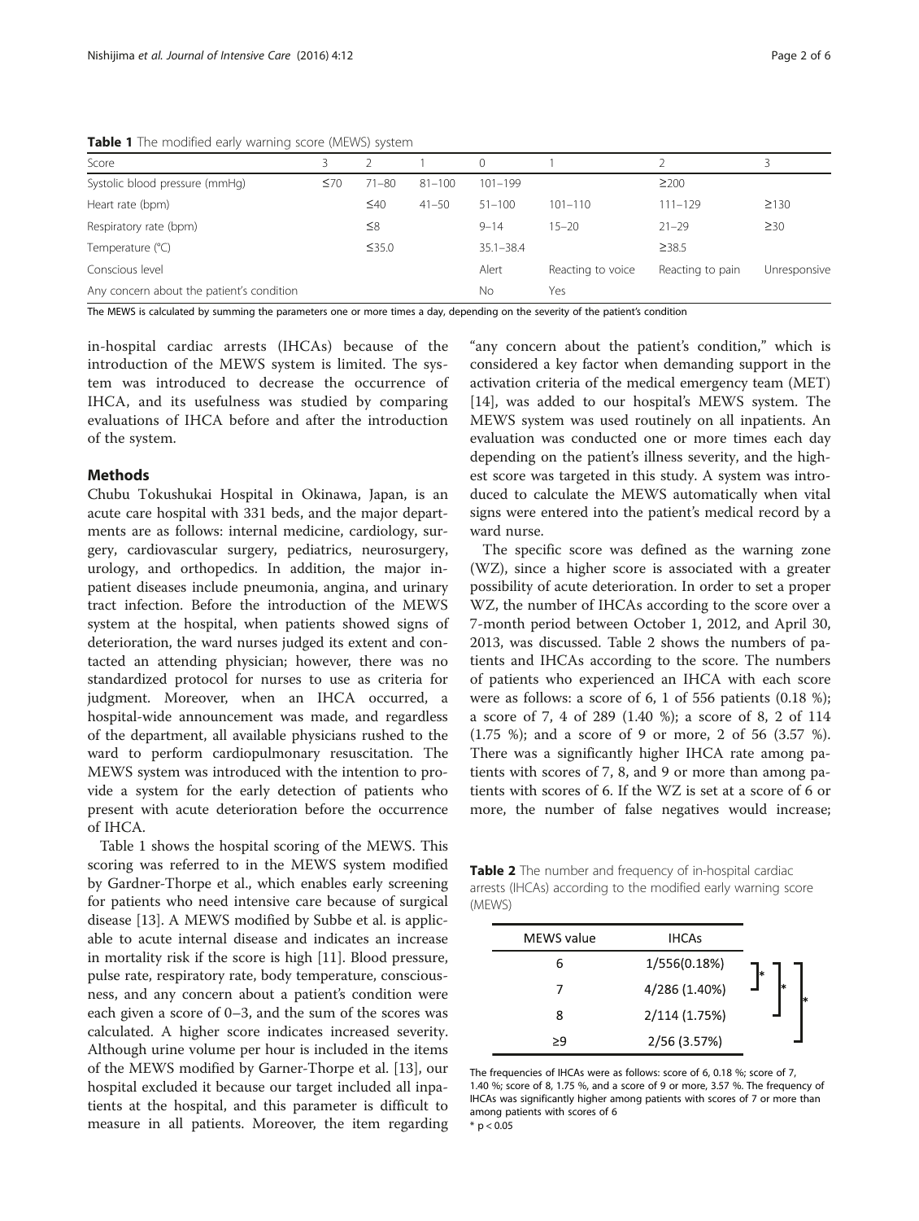**Table 1** The modified early warning score (MEWS) system

| Score | 3 | 2 | 1 | 0 | 1 | 2 | 3 |
|---|---|---|---|---|---|---|---|
| Systolic blood pressure (mmHg) | ≤70 | 71–80 | 81–100 | 101–199 | | ≥200 | |
| Heart rate (bpm) | | ≤40 | 41–50 | 51–100 | 101–110 | 111–129 | ≥130 |
| Respiratory rate (bpm) | | ≤8 | | 9–14 | 15–20 | 21–29 | ≥30 |
| Temperature (°C) | | ≤35.0 | | 35.1–38.4 | | ≥38.5 | |
| Conscious level | | | | Alert | Reacting to voice | Reacting to pain | Unresponsive |
| Any concern about the patient's condition | | | | No | Yes | | |

The MEWS is calculated by summing the parameters one or more times a day, depending on the severity of the patient's condition

in-hospital cardiac arrests (IHCAs) because of the introduction of the MEWS system is limited. The system was introduced to decrease the occurrence of IHCA, and its usefulness was studied by comparing evaluations of IHCA before and after the introduction of the system.

## Methods

Chubu Tokushukai Hospital in Okinawa, Japan, is an acute care hospital with 331 beds, and the major departments are as follows: internal medicine, cardiology, surgery, cardiovascular surgery, pediatrics, neurosurgery, urology, and orthopedics. In addition, the major inpatient diseases include pneumonia, angina, and urinary tract infection. Before the introduction of the MEWS system at the hospital, when patients showed signs of deterioration, the ward nurses judged its extent and contacted an attending physician; however, there was no standardized protocol for nurses to use as criteria for judgment. Moreover, when an IHCA occurred, a hospital-wide announcement was made, and regardless of the department, all available physicians rushed to the ward to perform cardiopulmonary resuscitation. The MEWS system was introduced with the intention to provide a system for the early detection of patients who present with acute deterioration before the occurrence of IHCA.

Table 1 shows the hospital scoring of the MEWS. This scoring was referred to in the MEWS system modified by Gardner-Thorpe et al., which enables early screening for patients who need intensive care because of surgical disease [13]. A MEWS modified by Subbe et al. is applicable to acute internal disease and indicates an increase in mortality risk if the score is high [11]. Blood pressure, pulse rate, respiratory rate, body temperature, consciousness, and any concern about a patient's condition were each given a score of 0–3, and the sum of the scores was calculated. A higher score indicates increased severity. Although urine volume per hour is included in the items of the MEWS modified by Garner-Thorpe et al. [13], our hospital excluded it because our target included all inpatients at the hospital, and this parameter is difficult to measure in all patients. Moreover, the item regarding "any concern about the patient's condition," which is considered a key factor when demanding support in the activation criteria of the medical emergency team (MET) [14], was added to our hospital's MEWS system. The MEWS system was used routinely on all inpatients. An evaluation was conducted one or more times each day depending on the patient's illness severity, and the highest score was targeted in this study. A system was introduced to calculate the MEWS automatically when vital signs were entered into the patient's medical record by a ward nurse.

The specific score was defined as the warning zone (WZ), since a higher score is associated with a greater possibility of acute deterioration. In order to set a proper WZ, the number of IHCAs according to the score over a 7-month period between October 1, 2012, and April 30, 2013, was discussed. Table 2 shows the numbers of patients and IHCAs according to the score. The numbers of patients who experienced an IHCA with each score were as follows: a score of 6, 1 of 556 patients (0.18 %); a score of 7, 4 of 289 (1.40 %); a score of 8, 2 of 114 (1.75 %); and a score of 9 or more, 2 of 56 (3.57 %). There was a significantly higher IHCA rate among patients with scores of 7, 8, and 9 or more than among patients with scores of 6. If the WZ is set at a score of 6 or more, the number of false negatives would increase;

**Table 2** The number and frequency of in-hospital cardiac arrests (IHCAs) according to the modified early warning score (MEWS)

| MEWS value | IHCAs |
|---|---|
| 6 | 1/556(0.18%) |
| 7 | 4/286 (1.40%) |
| 8 | 2/114 (1.75%) |
| ≥9 | 2/56 (3.57%) |

The frequencies of IHCAs were as follows: score of 6, 0.18 %; score of 7, 1.40 %; score of 8, 1.75 %, and a score of 9 or more, 3.57 %. The frequency of IHCAs was significantly higher among patients with scores of 7 or more than among patients with scores of 6

\* $p < 0.05$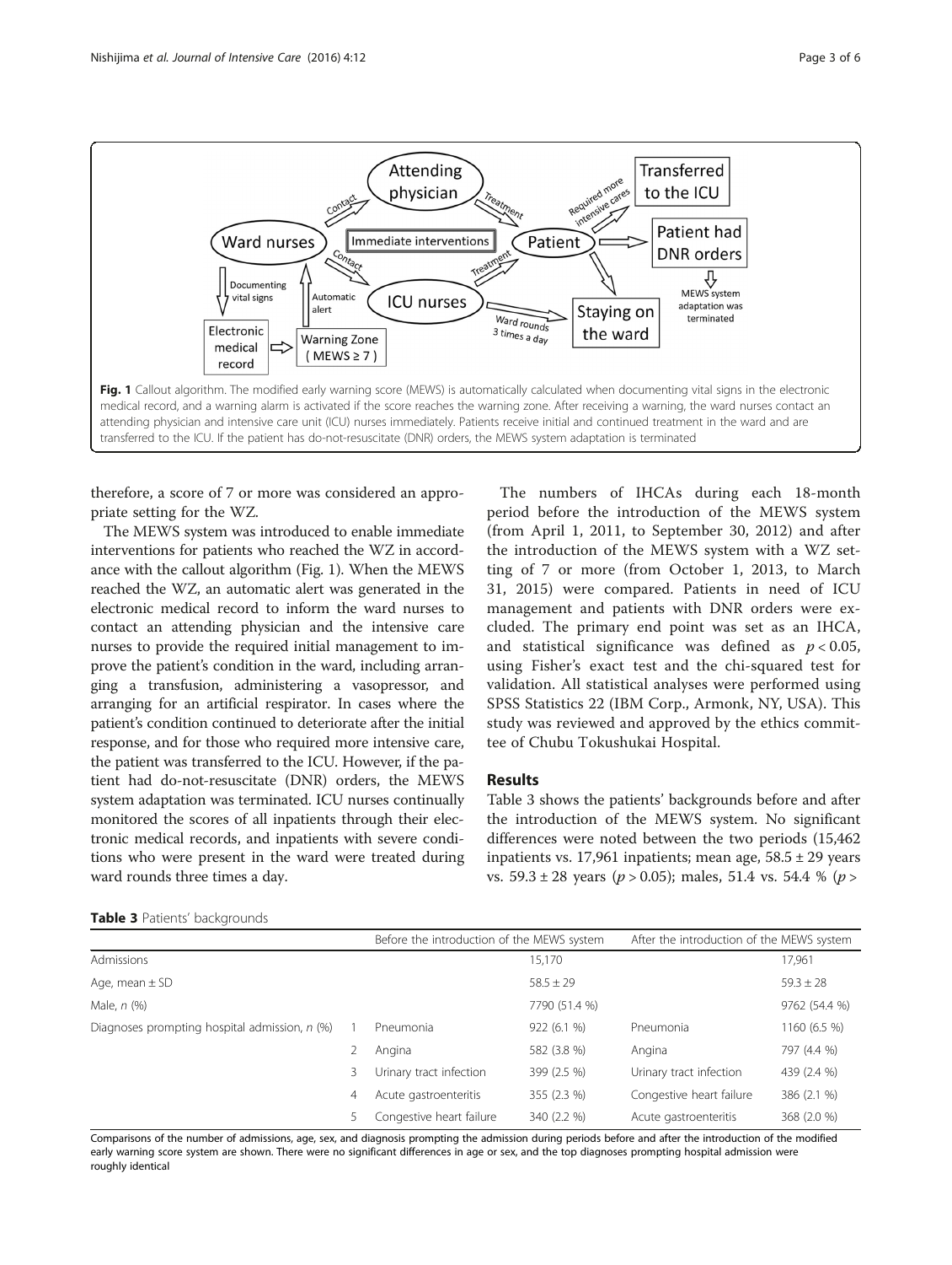**Fig. 1** Callout algorithm. The modified early warning score (MEWS) is automatically calculated when documenting vital signs in the electronic medical record, and a warning alarm is activated if the score reaches the warning zone. After receiving a warning, the ward nurses contact an attending physician and intensive care unit (ICU) nurses immediately. Patients receive initial and continued treatment in the ward and are transferred to the ICU. If the patient has do-not-resuscitate (DNR) orders, the MEWS system adaptation is terminated

therefore, a score of 7 or more was considered an appropriate setting for the WZ.

The MEWS system was introduced to enable immediate interventions for patients who reached the WZ in accordance with the callout algorithm (Fig. 1). When the MEWS reached the WZ, an automatic alert was generated in the electronic medical record to inform the ward nurses to contact an attending physician and the intensive care nurses to provide the required initial management to improve the patient's condition in the ward, including arranging a transfusion, administering a vasopressor, and arranging for an artificial respirator. In cases where the patient's condition continued to deteriorate after the initial response, and for those who required more intensive care, the patient was transferred to the ICU. However, if the patient had do-not-resuscitate (DNR) orders, the MEWS system adaptation was terminated. ICU nurses continually monitored the scores of all inpatients through their electronic medical records, and inpatients with severe conditions who were present in the ward were treated during ward rounds three times a day.

The numbers of IHCAs during each 18-month period before the introduction of the MEWS system (from April 1, 2011, to September 30, 2012) and after the introduction of the MEWS system with a WZ setting of 7 or more (from October 1, 2013, to March 31, 2015) were compared. Patients in need of ICU management and patients with DNR orders were excluded. The primary end point was set as an IHCA, and statistical significance was defined as $p < 0.05$, using Fisher's exact test and the chi-squared test for validation. All statistical analyses were performed using SPSS Statistics 22 (IBM Corp., Armonk, NY, USA). This study was reviewed and approved by the ethics committee of Chubu Tokushukai Hospital.

## Results

Table 3 shows the patients' backgrounds before and after the introduction of the MEWS system. No significant differences were noted between the two periods (15,462 inpatients vs. 17,961 inpatients; mean age, 58.5 ± 29 years vs. 59.3 ± 28 years ($p > 0.05$); males, 51.4 vs. 54.4 % ($p >$

**Table 3** Patients' backgrounds

| | | Before the introduction of the MEWS system | | After the introduction of the MEWS system | |
|---|---|---|---|---|---|
| Admissions | | | 15,170 | | 17,961 |
| Age, mean ± SD | | | 58.5 ± 29 | | 59.3 ± 28 |
| Male, *n* (%) | | | 7790 (51.4 %) | | 9762 (54.4 %) |
| Diagnoses prompting hospital admission, *n* (%) | 1 | Pneumonia | 922 (6.1 %) | Pneumonia | 1160 (6.5 %) |
| | 2 | Angina | 582 (3.8 %) | Angina | 797 (4.4 %) |
| | 3 | Urinary tract infection | 399 (2.5 %) | Urinary tract infection | 439 (2.4 %) |
| | 4 | Acute gastroenteritis | 355 (2.3 %) | Congestive heart failure | 386 (2.1 %) |
| | 5 | Congestive heart failure | 340 (2.2 %) | Acute gastroenteritis | 368 (2.0 %) |

Comparisons of the number of admissions, age, sex, and diagnosis prompting the admission during periods before and after the introduction of the modified early warning score system are shown. There were no significant differences in age or sex, and the top diagnoses prompting hospital admission were roughly identical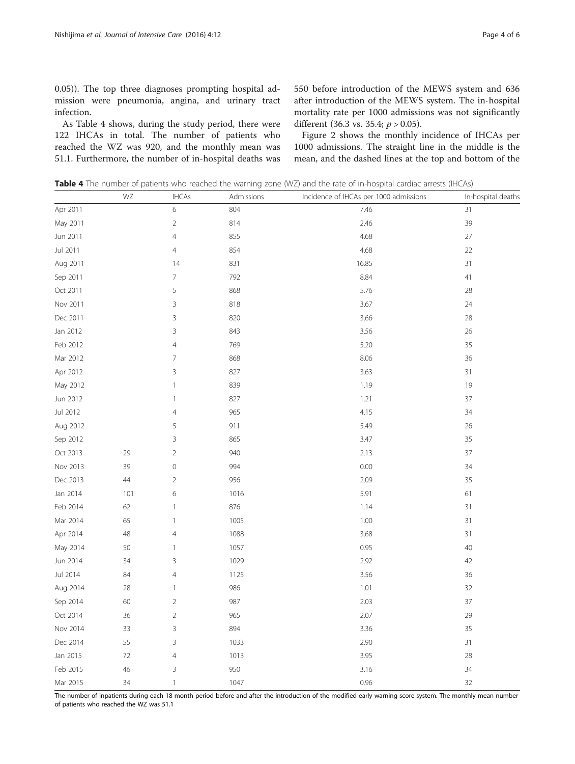0.05)). The top three diagnoses prompting hospital admission were pneumonia, angina, and urinary tract infection.

As Table 4 shows, during the study period, there were 122 IHCAs in total. The number of patients who reached the WZ was 920, and the monthly mean was 51.1. Furthermore, the number of in-hospital deaths was 550 before introduction of the MEWS system and 636 after introduction of the MEWS system. The in-hospital mortality rate per 1000 admissions was not significantly different (36.3 vs. 35.4; $p > 0.05$).

Figure 2 shows the monthly incidence of IHCAs per 1000 admissions. The straight line in the middle is the mean, and the dashed lines at the top and bottom of the

**Table 4** The number of patients who reached the warning zone (WZ) and the rate of in-hospital cardiac arrests (IHCAs)

| | WZ | IHCAs | Admissions | Incidence of IHCAs per 1000 admissions | In-hospital deaths |
|---|---|---|---|---|---|
| Apr 2011 | | 6 | 804 | 7.46 | 31 |
| May 2011 | | 2 | 814 | 2.46 | 39 |
| Jun 2011 | | 4 | 855 | 4.68 | 27 |
| Jul 2011 | | 4 | 854 | 4.68 | 22 |
| Aug 2011 | | 14 | 831 | 16.85 | 31 |
| Sep 2011 | | 7 | 792 | 8.84 | 41 |
| Oct 2011 | | 5 | 868 | 5.76 | 28 |
| Nov 2011 | | 3 | 818 | 3.67 | 24 |
| Dec 2011 | | 3 | 820 | 3.66 | 28 |
| Jan 2012 | | 3 | 843 | 3.56 | 26 |
| Feb 2012 | | 4 | 769 | 5.20 | 35 |
| Mar 2012 | | 7 | 868 | 8.06 | 36 |
| Apr 2012 | | 3 | 827 | 3.63 | 31 |
| May 2012 | | 1 | 839 | 1.19 | 19 |
| Jun 2012 | | 1 | 827 | 1.21 | 37 |
| Jul 2012 | | 4 | 965 | 4.15 | 34 |
| Aug 2012 | | 5 | 911 | 5.49 | 26 |
| Sep 2012 | | 3 | 865 | 3.47 | 35 |
| Oct 2013 | 29 | 2 | 940 | 2.13 | 37 |
| Nov 2013 | 39 | 0 | 994 | 0.00 | 34 |
| Dec 2013 | 44 | 2 | 956 | 2.09 | 35 |
| Jan 2014 | 101 | 6 | 1016 | 5.91 | 61 |
| Feb 2014 | 62 | 1 | 876 | 1.14 | 31 |
| Mar 2014 | 65 | 1 | 1005 | 1.00 | 31 |
| Apr 2014 | 48 | 4 | 1088 | 3.68 | 31 |
| May 2014 | 50 | 1 | 1057 | 0.95 | 40 |
| Jun 2014 | 34 | 3 | 1029 | 2.92 | 42 |
| Jul 2014 | 84 | 4 | 1125 | 3.56 | 36 |
| Aug 2014 | 28 | 1 | 986 | 1.01 | 32 |
| Sep 2014 | 60 | 2 | 987 | 2.03 | 37 |
| Oct 2014 | 36 | 2 | 965 | 2.07 | 29 |
| Nov 2014 | 33 | 3 | 894 | 3.36 | 35 |
| Dec 2014 | 55 | 3 | 1033 | 2.90 | 31 |
| Jan 2015 | 72 | 4 | 1013 | 3.95 | 28 |
| Feb 2015 | 46 | 3 | 950 | 3.16 | 34 |
| Mar 2015 | 34 | 1 | 1047 | 0.96 | 32 |

The number of inpatients during each 18-month period before and after the introduction of the modified early warning score system. The monthly mean number of patients who reached the WZ was 51.1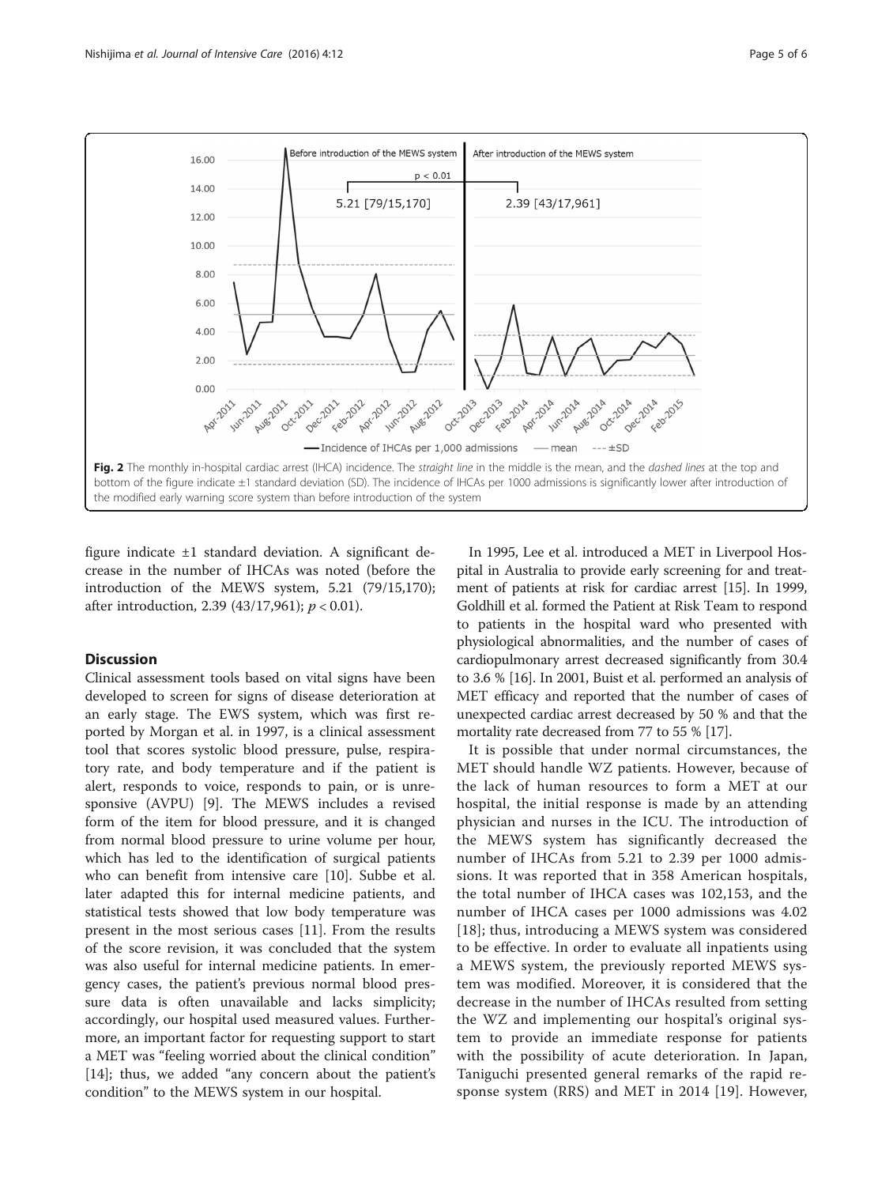Fig. 2 The monthly in-hospital cardiac arrest (IHCA) incidence. The *straight line* in the middle is the mean, and the *dashed lines* at the top and bottom of the figure indicate ±1 standard deviation (SD). The incidence of IHCAs per 1000 admissions is significantly lower after introduction of the modified early warning score system than before introduction of the system

figure indicate ±1 standard deviation. A significant decrease in the number of IHCAs was noted (before the introduction of the MEWS system, 5.21 (79/15,170); after introduction, 2.39 (43/17,961); $p < 0.01$).

## Discussion

Clinical assessment tools based on vital signs have been developed to screen for signs of disease deterioration at an early stage. The EWS system, which was first reported by Morgan et al. in 1997, is a clinical assessment tool that scores systolic blood pressure, pulse, respiratory rate, and body temperature and if the patient is alert, responds to voice, responds to pain, or is unresponsive (AVPU) [9]. The MEWS includes a revised form of the item for blood pressure, and it is changed from normal blood pressure to urine volume per hour, which has led to the identification of surgical patients who can benefit from intensive care [10]. Subbe et al. later adapted this for internal medicine patients, and statistical tests showed that low body temperature was present in the most serious cases [11]. From the results of the score revision, it was concluded that the system was also useful for internal medicine patients. In emergency cases, the patient's previous normal blood pressure data is often unavailable and lacks simplicity; accordingly, our hospital used measured values. Furthermore, an important factor for requesting support to start a MET was "feeling worried about the clinical condition" [14]; thus, we added "any concern about the patient's condition" to the MEWS system in our hospital.

In 1995, Lee et al. introduced a MET in Liverpool Hospital in Australia to provide early screening for and treatment of patients at risk for cardiac arrest [15]. In 1999, Goldhill et al. formed the Patient at Risk Team to respond to patients in the hospital ward who presented with physiological abnormalities, and the number of cases of cardiopulmonary arrest decreased significantly from 30.4 to 3.6 % [16]. In 2001, Buist et al. performed an analysis of MET efficacy and reported that the number of cases of unexpected cardiac arrest decreased by 50 % and that the mortality rate decreased from 77 to 55 % [17].

It is possible that under normal circumstances, the MET should handle WZ patients. However, because of the lack of human resources to form a MET at our hospital, the initial response is made by an attending physician and nurses in the ICU. The introduction of the MEWS system has significantly decreased the number of IHCAs from 5.21 to 2.39 per 1000 admissions. It was reported that in 358 American hospitals, the total number of IHCA cases was 102,153, and the number of IHCA cases per 1000 admissions was 4.02 [18]; thus, introducing a MEWS system was considered to be effective. In order to evaluate all inpatients using a MEWS system, the previously reported MEWS system was modified. Moreover, it is considered that the decrease in the number of IHCAs resulted from setting the WZ and implementing our hospital's original system to provide an immediate response for patients with the possibility of acute deterioration. In Japan, Taniguchi presented general remarks of the rapid response system (RRS) and MET in 2014 [19]. However,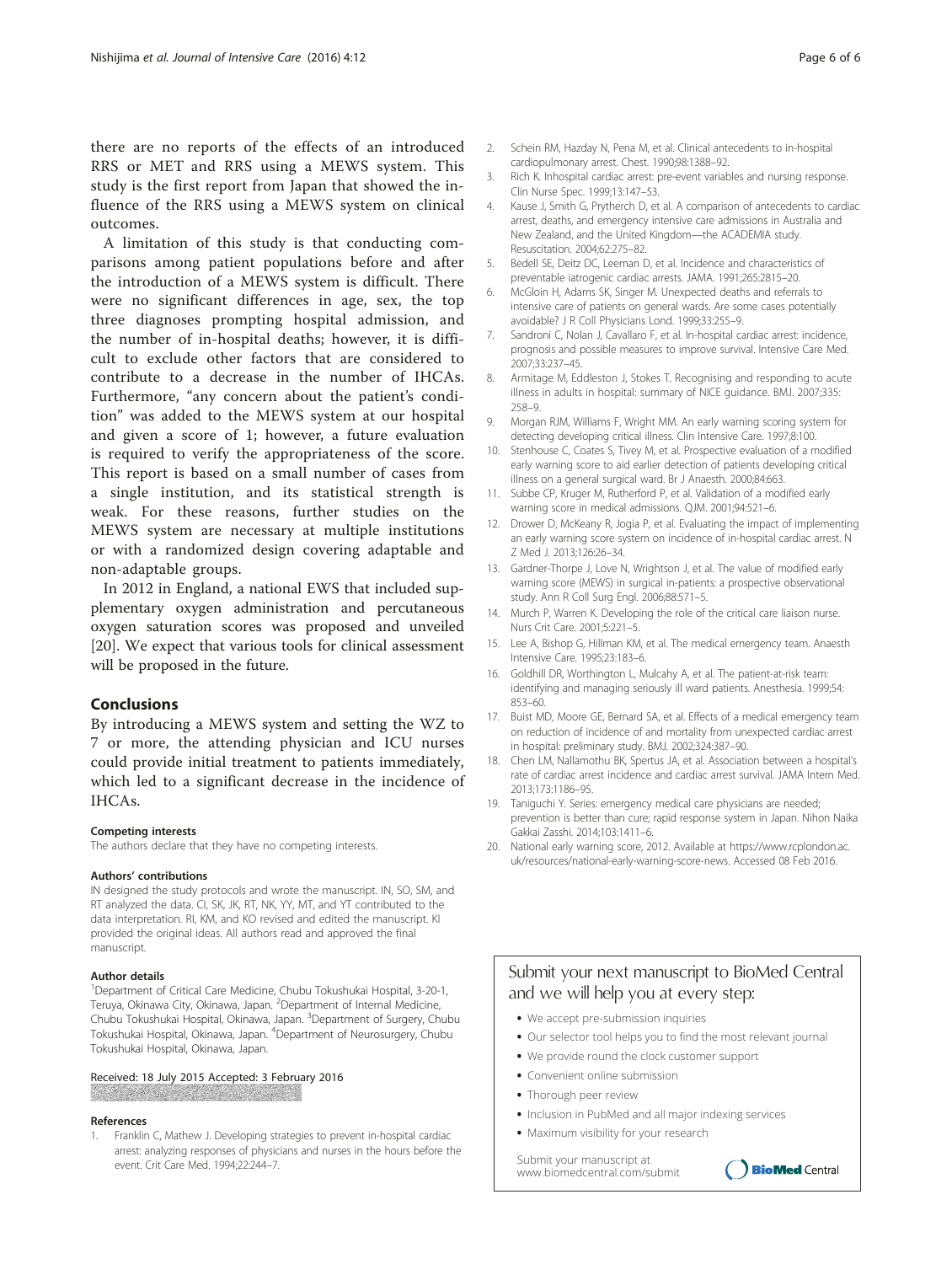there are no reports of the effects of an introduced RRS or MET and RRS using a MEWS system. This study is the first report from Japan that showed the influence of the RRS using a MEWS system on clinical outcomes.

A limitation of this study is that conducting comparisons among patient populations before and after the introduction of a MEWS system is difficult. There were no significant differences in age, sex, the top three diagnoses prompting hospital admission, and the number of in-hospital deaths; however, it is difficult to exclude other factors that are considered to contribute to a decrease in the number of IHCAs. Furthermore, "any concern about the patient's condition" was added to the MEWS system at our hospital and given a score of 1; however, a future evaluation is required to verify the appropriateness of the score. This report is based on a small number of cases from a single institution, and its statistical strength is weak. For these reasons, further studies on the MEWS system are necessary at multiple institutions or with a randomized design covering adaptable and non-adaptable groups.

In 2012 in England, a national EWS that included supplementary oxygen administration and percutaneous oxygen saturation scores was proposed and unveiled [20]. We expect that various tools for clinical assessment will be proposed in the future.

## Conclusions

By introducing a MEWS system and setting the WZ to 7 or more, the attending physician and ICU nurses could provide initial treatment to patients immediately, which led to a significant decrease in the incidence of IHCAs.

#### Competing interests

The authors declare that they have no competing interests.

#### Authors' contributions

IN designed the study protocols and wrote the manuscript. IN, SO, SM, and RT analyzed the data. CI, SK, JK, RT, NK, YY, MT, and YT contributed to the data interpretation. RI, KM, and KO revised and edited the manuscript. KI provided the original ideas. All authors read and approved the final manuscript.

#### Author details

[1]Department of Critical Care Medicine, Chubu Tokushukai Hospital, 3-20-1, Teruya, Okinawa City, Okinawa, Japan. [2]Department of Internal Medicine, Chubu Tokushukai Hospital, Okinawa, Japan. [3]Department of Surgery, Chubu Tokushukai Hospital, Okinawa, Japan. [4]Department of Neurosurgery, Chubu Tokushukai Hospital, Okinawa, Japan.

Received: 18 July 2015 Accepted: 3 February 2016

#### References

1. Franklin C, Mathew J. Developing strategies to prevent in-hospital cardiac arrest: analyzing responses of physicians and nurses in the hours before the event. Crit Care Med. 1994;22:244–7.
2. Schein RM, Hazday N, Pena M, et al. Clinical antecedents to in-hospital cardiopulmonary arrest. Chest. 1990;98:1388–92.
3. Rich K. Inhospital cardiac arrest: pre-event variables and nursing response. Clin Nurse Spec. 1999;13:147–53.
4. Kause J, Smith G, Prytherch D, et al. A comparison of antecedents to cardiac arrest, deaths, and emergency intensive care admissions in Australia and New Zealand, and the United Kingdom—the ACADEMIA study. Resuscitation. 2004;62:275–82.
5. Bedell SE, Deitz DC, Leeman D, et al. Incidence and characteristics of preventable iatrogenic cardiac arrests. JAMA. 1991;265:2815–20.
6. McGloin H, Adams SK, Singer M. Unexpected deaths and referrals to intensive care of patients on general wards. Are some cases potentially avoidable? J R Coll Physicians Lond. 1999;33:255–9.
7. Sandroni C, Nolan J, Cavallaro F, et al. In-hospital cardiac arrest: incidence, prognosis and possible measures to improve survival. Intensive Care Med. 2007;33:237–45.
8. Armitage M, Eddleston J, Stokes T. Recognising and responding to acute illness in adults in hospital: summary of NICE guidance. BMJ. 2007;335: 258–9.
9. Morgan RJM, Williams F, Wright MM. An early warning scoring system for detecting developing critical illness. Clin Intensive Care. 1997;8:100.
10. Stenhouse C, Coates S, Tivey M, et al. Prospective evaluation of a modified early warning score to aid earlier detection of patients developing critical illness on a general surgical ward. Br J Anaesth. 2000;84:663.
11. Subbe CP, Kruger M, Rutherford P, et al. Validation of a modified early warning score in medical admissions. QJM. 2001;94:521–6.
12. Drower D, McKeany R, Jogia P, et al. Evaluating the impact of implementing an early warning score system on incidence of in-hospital cardiac arrest. N Z Med J. 2013;126:26–34.
13. Gardner-Thorpe J, Love N, Wrightson J, et al. The value of modified early warning score (MEWS) in surgical in-patients: a prospective observational study. Ann R Coll Surg Engl. 2006;88:571–5.
14. Murch P, Warren K. Developing the role of the critical care liaison nurse. Nurs Crit Care. 2001;5:221–5.
15. Lee A, Bishop G, Hillman KM, et al. The medical emergency team. Anaesth Intensive Care. 1995;23:183–6.
16. Goldhill DR, Worthington L, Mulcahy A, et al. The patient-at-risk team: identifying and managing seriously ill ward patients. Anesthesia. 1999;54: 853–60.
17. Buist MD, Moore GE, Bernard SA, et al. Effects of a medical emergency team on reduction of incidence of and mortality from unexpected cardiac arrest in hospital: preliminary study. BMJ. 2002;324:387–90.
18. Chen LM, Nallamothu BK, Spertus JA, et al. Association between a hospital's rate of cardiac arrest incidence and cardiac arrest survival. JAMA Intern Med. 2013;173:1186–95.
19. Taniguchi Y. Series: emergency medical care physicians are needed; prevention is better than cure; rapid response system in Japan. Nihon Naika Gakkai Zasshi. 2014;103:1411–6.
20. National early warning score, 2012. Available at https://www.rcplondon.ac.uk/resources/national-early-warning-score-news. Accessed 08 Feb 2016.

Submit your next manuscript to BioMed Central and we will help you at every step:

- We accept pre-submission inquiries
- Our selector tool helps you to find the most relevant journal
- We provide round the clock customer support
- Convenient online submission
- Thorough peer review
- Inclusion in PubMed and all major indexing services
- Maximum visibility for your research

Submit your manuscript at www.biomedcentral.com/submit

BioMed Central